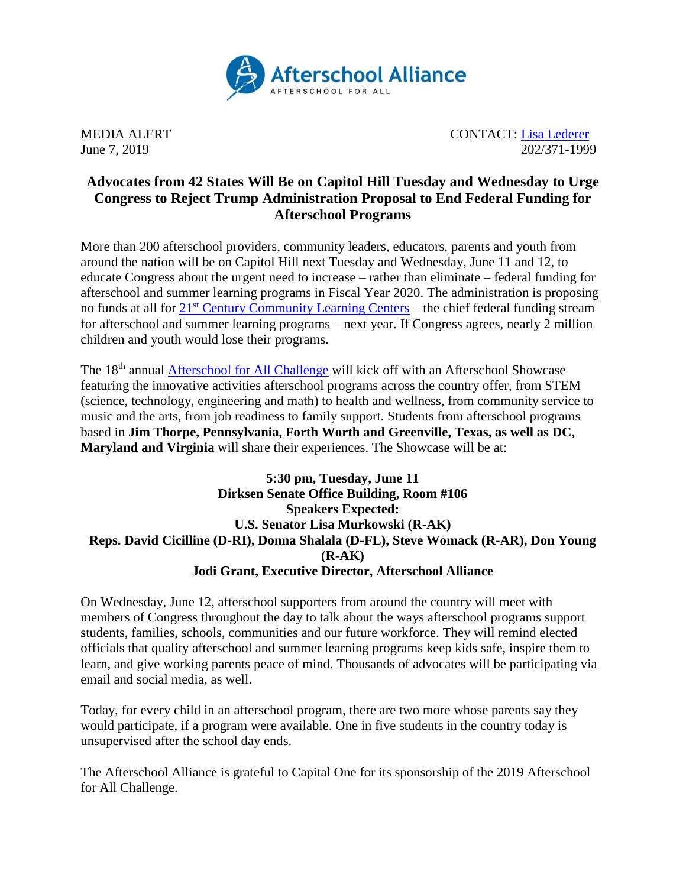Afterschool Alliance
AFTERSCHOOL FOR ALL

MEDIA ALERT
June 7, 2019

CONTACT: Lisa Lederer
202/371-1999

## Advocates from 42 States Will Be on Capitol Hill Tuesday and Wednesday to Urge Congress to Reject Trump Administration Proposal to End Federal Funding for Afterschool Programs

More than 200 afterschool providers, community leaders, educators, parents and youth from around the nation will be on Capitol Hill next Tuesday and Wednesday, June 11 and 12, to educate Congress about the urgent need to increase – rather than eliminate – federal funding for afterschool and summer learning programs in Fiscal Year 2020. The administration is proposing no funds at all for 21st Century Community Learning Centers – the chief federal funding stream for afterschool and summer learning programs – next year. If Congress agrees, nearly 2 million children and youth would lose their programs.

The 18th annual Afterschool for All Challenge will kick off with an Afterschool Showcase featuring the innovative activities afterschool programs across the country offer, from STEM (science, technology, engineering and math) to health and wellness, from community service to music and the arts, from job readiness to family support. Students from afterschool programs based in **Jim Thorpe, Pennsylvania, Forth Worth and Greenville, Texas, as well as DC, Maryland and Virginia** will share their experiences. The Showcase will be at:

**5:30 pm, Tuesday, June 11**
**Dirksen Senate Office Building, Room #106**
**Speakers Expected:**
**U.S. Senator Lisa Murkowski (R-AK)**
**Reps. David Cicilline (D-RI), Donna Shalala (D-FL), Steve Womack (R-AR), Don Young (R-AK)**
**Jodi Grant, Executive Director, Afterschool Alliance**

On Wednesday, June 12, afterschool supporters from around the country will meet with members of Congress throughout the day to talk about the ways afterschool programs support students, families, schools, communities and our future workforce. They will remind elected officials that quality afterschool and summer learning programs keep kids safe, inspire them to learn, and give working parents peace of mind. Thousands of advocates will be participating via email and social media, as well.

Today, for every child in an afterschool program, there are two more whose parents say they would participate, if a program were available. One in five students in the country today is unsupervised after the school day ends.

The Afterschool Alliance is grateful to Capital One for its sponsorship of the 2019 Afterschool for All Challenge.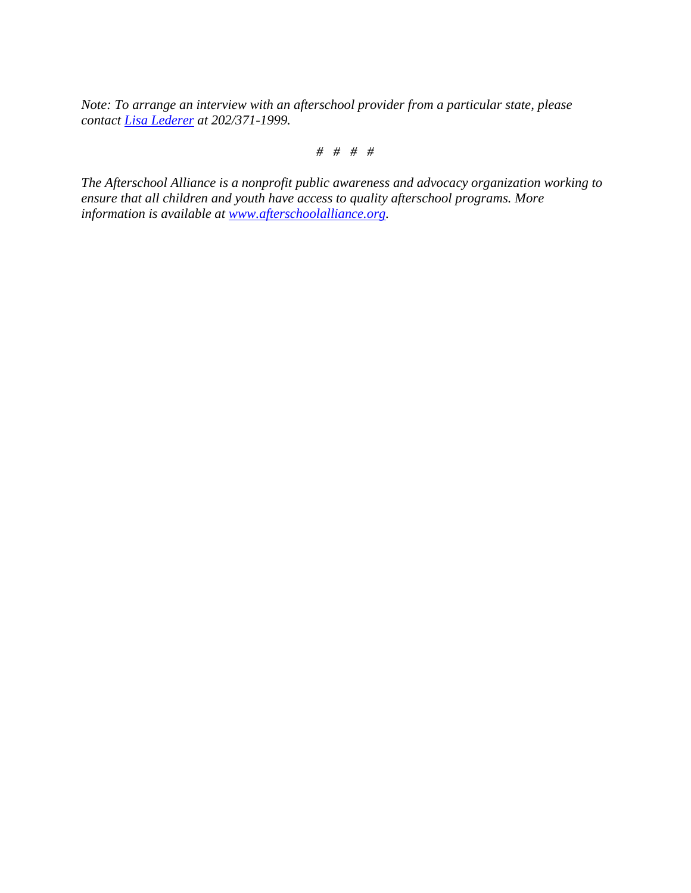*Note: To arrange an interview with an afterschool provider from a particular state, please contact [Lisa Lederer](#) at 202/371-1999.*

\# # # #

*The Afterschool Alliance is a nonprofit public awareness and advocacy organization working to ensure that all children and youth have access to quality afterschool programs. More information is available at [www.afterschoolalliance.org](http://www.afterschoolalliance.org).*